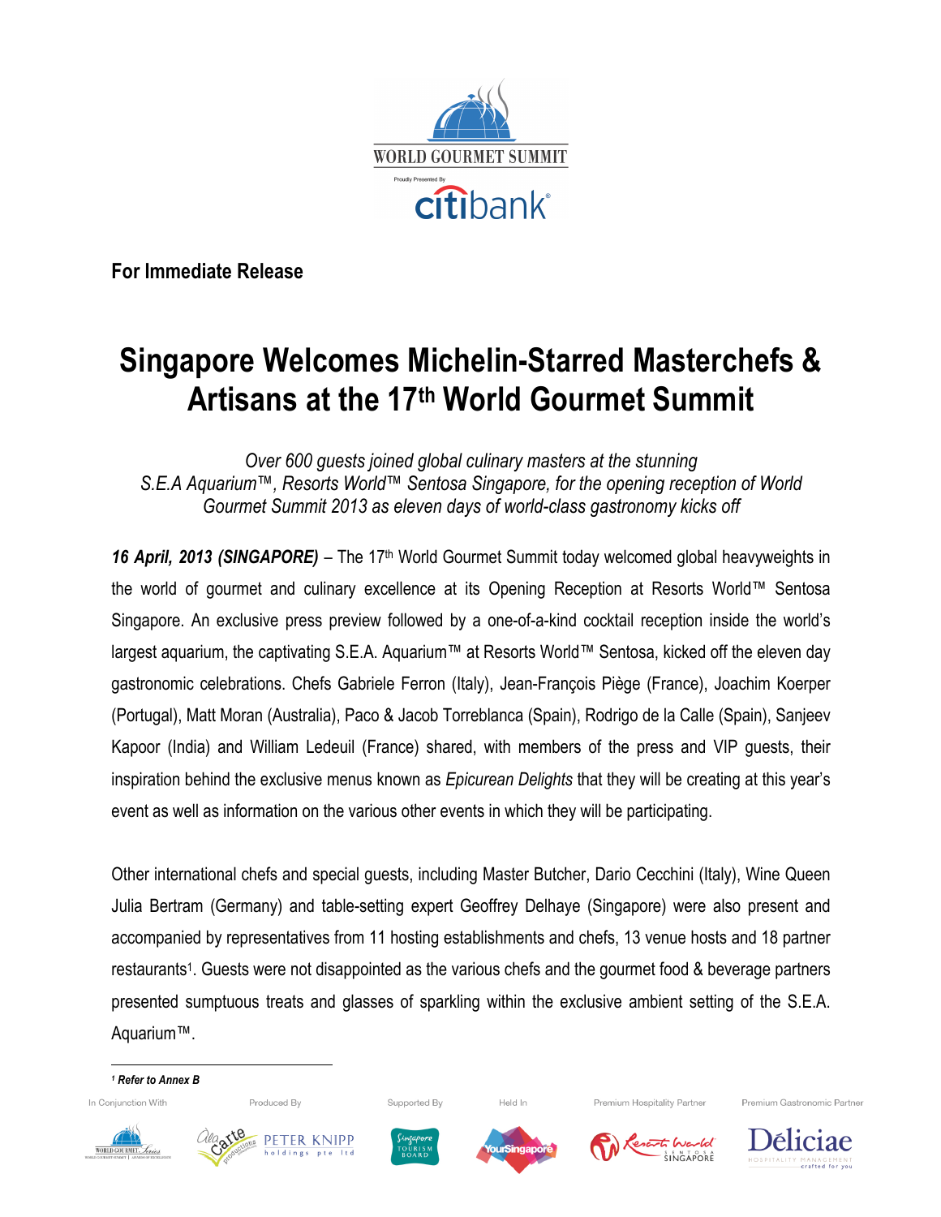WORLD GOURMET SUMMIT

Proudly Presented By citibank

**For Immediate Release**

# Singapore Welcomes Michelin-Starred Masterchefs & Artisans at the 17th World Gourmet Summit

*Over 600 guests joined global culinary masters at the stunning S.E.A Aquarium™, Resorts World™ Sentosa Singapore, for the opening reception of World Gourmet Summit 2013 as eleven days of world-class gastronomy kicks off*

***16 April, 2013 (SINGAPORE)*** – The 17th World Gourmet Summit today welcomed global heavyweights in the world of gourmet and culinary excellence at its Opening Reception at Resorts World™ Sentosa Singapore. An exclusive press preview followed by a one-of-a-kind cocktail reception inside the world's largest aquarium, the captivating S.E.A. Aquarium™ at Resorts World™ Sentosa, kicked off the eleven day gastronomic celebrations. Chefs Gabriele Ferron (Italy), Jean-François Piège (France), Joachim Koerper (Portugal), Matt Moran (Australia), Paco & Jacob Torreblanca (Spain), Rodrigo de la Calle (Spain), Sanjeev Kapoor (India) and William Ledeuil (France) shared, with members of the press and VIP guests, their inspiration behind the exclusive menus known as *Epicurean Delights* that they will be creating at this year's event as well as information on the various other events in which they will be participating.

Other international chefs and special guests, including Master Butcher, Dario Cecchini (Italy), Wine Queen Julia Bertram (Germany) and table-setting expert Geoffrey Delhaye (Singapore) were also present and accompanied by representatives from 11 hosting establishments and chefs, 13 venue hosts and 18 partner restaurants[1]. Guests were not disappointed as the various chefs and the gourmet food & beverage partners presented sumptuous treats and glasses of sparkling within the exclusive ambient setting of the S.E.A. Aquarium™.

[1] ***Refer to Annex B***

In Conjunction With: World Gourmet Series | Produced By: À la Carte Productions, Peter Knipp Holdings Pte Ltd | Supported By: Singapore Tourism Board | Held In: YourSingapore | Premium Hospitality Partner: Resorts World Sentosa Singapore | Premium Gastronomic Partner: Déliciae Hospitality Management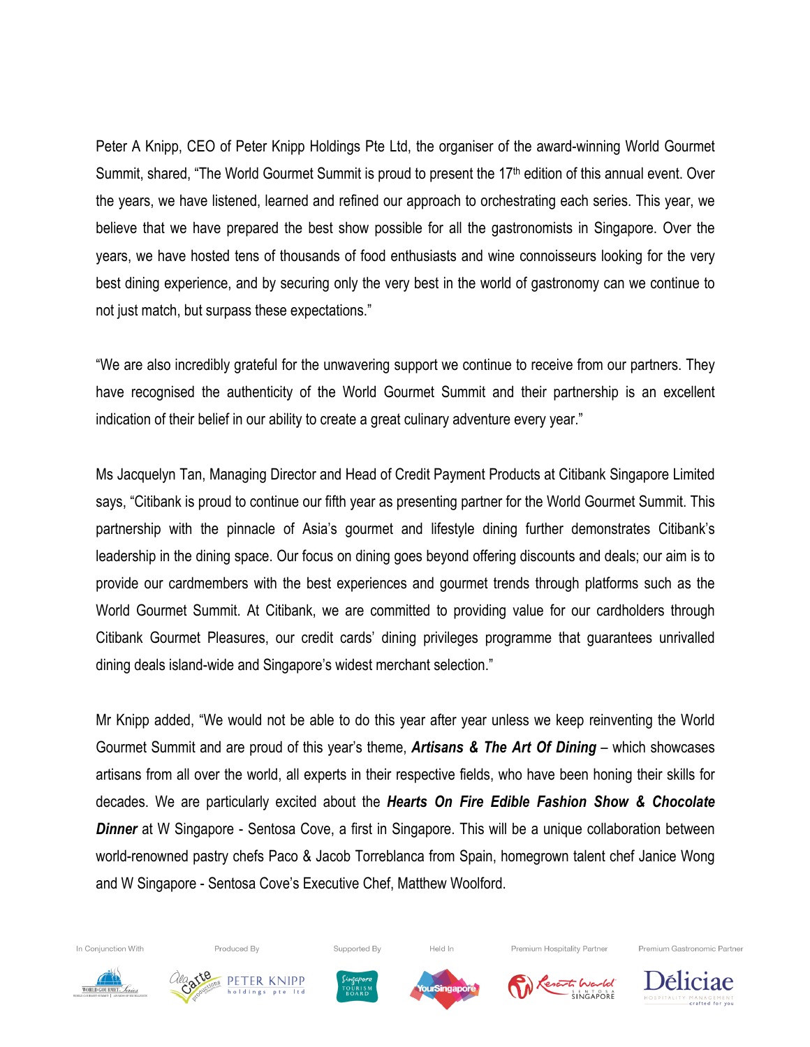Peter A Knipp, CEO of Peter Knipp Holdings Pte Ltd, the organiser of the award-winning World Gourmet Summit, shared, "The World Gourmet Summit is proud to present the 17th edition of this annual event. Over the years, we have listened, learned and refined our approach to orchestrating each series. This year, we believe that we have prepared the best show possible for all the gastronomists in Singapore. Over the years, we have hosted tens of thousands of food enthusiasts and wine connoisseurs looking for the very best dining experience, and by securing only the very best in the world of gastronomy can we continue to not just match, but surpass these expectations."

"We are also incredibly grateful for the unwavering support we continue to receive from our partners. They have recognised the authenticity of the World Gourmet Summit and their partnership is an excellent indication of their belief in our ability to create a great culinary adventure every year."

Ms Jacquelyn Tan, Managing Director and Head of Credit Payment Products at Citibank Singapore Limited says, "Citibank is proud to continue our fifth year as presenting partner for the World Gourmet Summit. This partnership with the pinnacle of Asia's gourmet and lifestyle dining further demonstrates Citibank's leadership in the dining space. Our focus on dining goes beyond offering discounts and deals; our aim is to provide our cardmembers with the best experiences and gourmet trends through platforms such as the World Gourmet Summit. At Citibank, we are committed to providing value for our cardholders through Citibank Gourmet Pleasures, our credit cards' dining privileges programme that guarantees unrivalled dining deals island-wide and Singapore's widest merchant selection."

Mr Knipp added, "We would not be able to do this year after year unless we keep reinventing the World Gourmet Summit and are proud of this year's theme, ***Artisans & The Art Of Dining*** – which showcases artisans from all over the world, all experts in their respective fields, who have been honing their skills for decades. We are particularly excited about the ***Hearts On Fire Edible Fashion Show & Chocolate Dinner*** at W Singapore - Sentosa Cove, a first in Singapore. This will be a unique collaboration between world-renowned pastry chefs Paco & Jacob Torreblanca from Spain, homegrown talent chef Janice Wong and W Singapore - Sentosa Cove's Executive Chef, Matthew Woolford.

In Conjunction With | Produced By | Supported By | Held In | Premium Hospitality Partner | Premium Gastronomic Partner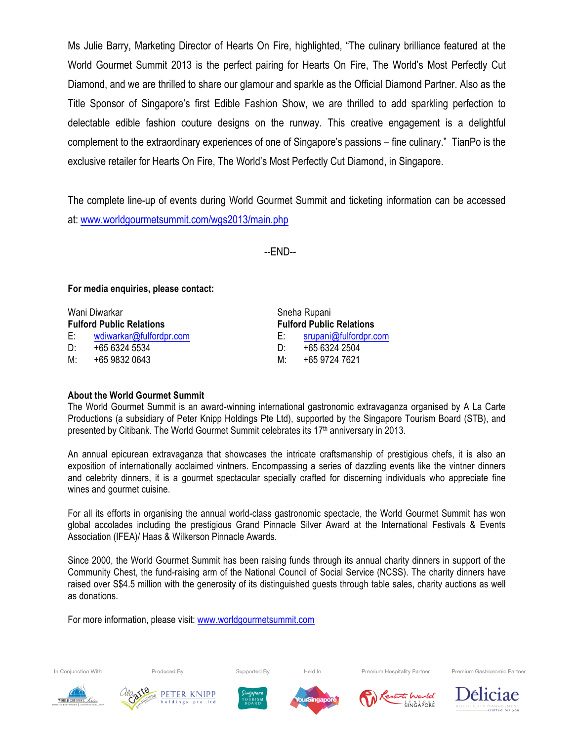Ms Julie Barry, Marketing Director of Hearts On Fire, highlighted, "The culinary brilliance featured at the World Gourmet Summit 2013 is the perfect pairing for Hearts On Fire, The World's Most Perfectly Cut Diamond, and we are thrilled to share our glamour and sparkle as the Official Diamond Partner. Also as the Title Sponsor of Singapore's first Edible Fashion Show, we are thrilled to add sparkling perfection to delectable edible fashion couture designs on the runway. This creative engagement is a delightful complement to the extraordinary experiences of one of Singapore's passions – fine culinary." TianPo is the exclusive retailer for Hearts On Fire, The World's Most Perfectly Cut Diamond, in Singapore.

The complete line-up of events during World Gourmet Summit and ticketing information can be accessed at: www.worldgourmetsummit.com/wgs2013/main.php

--END--

**For media enquiries, please contact:**

Wani Diwarkar
**Fulford Public Relations**
E: wdiwarkar@fulfordpr.com
D: +65 6324 5534
M: +65 9832 0643

Sneha Rupani
**Fulford Public Relations**
E: srupani@fulfordpr.com
D: +65 6324 2504
M: +65 9724 7621

**About the World Gourmet Summit**

The World Gourmet Summit is an award-winning international gastronomic extravaganza organised by A La Carte Productions (a subsidiary of Peter Knipp Holdings Pte Ltd), supported by the Singapore Tourism Board (STB), and presented by Citibank. The World Gourmet Summit celebrates its 17th anniversary in 2013.

An annual epicurean extravaganza that showcases the intricate craftsmanship of prestigious chefs, it is also an exposition of internationally acclaimed vintners. Encompassing a series of dazzling events like the vintner dinners and celebrity dinners, it is a gourmet spectacular specially crafted for discerning individuals who appreciate fine wines and gourmet cuisine.

For all its efforts in organising the annual world-class gastronomic spectacle, the World Gourmet Summit has won global accolades including the prestigious Grand Pinnacle Silver Award at the International Festivals & Events Association (IFEA)/ Haas & Wilkerson Pinnacle Awards.

Since 2000, the World Gourmet Summit has been raising funds through its annual charity dinners in support of the Community Chest, the fund-raising arm of the National Council of Social Service (NCSS). The charity dinners have raised over S$4.5 million with the generosity of its distinguished guests through table sales, charity auctions as well as donations.

For more information, please visit: www.worldgourmetsummit.com

In Conjunction With | Produced By | Supported By | Held In | Premium Hospitality Partner | Premium Gastronomic Partner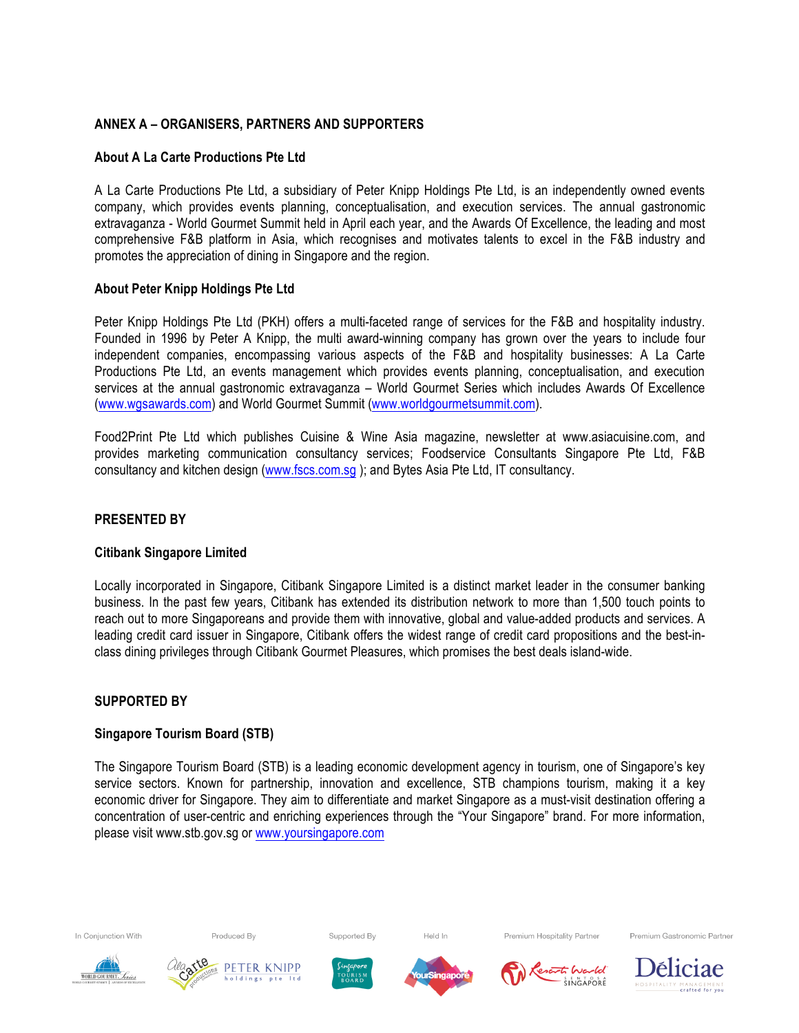## ANNEX A – ORGANISERS, PARTNERS AND SUPPORTERS

### About A La Carte Productions Pte Ltd

A La Carte Productions Pte Ltd, a subsidiary of Peter Knipp Holdings Pte Ltd, is an independently owned events company, which provides events planning, conceptualisation, and execution services. The annual gastronomic extravaganza - World Gourmet Summit held in April each year, and the Awards Of Excellence, the leading and most comprehensive F&B platform in Asia, which recognises and motivates talents to excel in the F&B industry and promotes the appreciation of dining in Singapore and the region.

### About Peter Knipp Holdings Pte Ltd

Peter Knipp Holdings Pte Ltd (PKH) offers a multi-faceted range of services for the F&B and hospitality industry. Founded in 1996 by Peter A Knipp, the multi award-winning company has grown over the years to include four independent companies, encompassing various aspects of the F&B and hospitality businesses: A La Carte Productions Pte Ltd, an events management which provides events planning, conceptualisation, and execution services at the annual gastronomic extravaganza – World Gourmet Series which includes Awards Of Excellence (www.wgsawards.com) and World Gourmet Summit (www.worldgourmetsummit.com).

Food2Print Pte Ltd which publishes Cuisine & Wine Asia magazine, newsletter at www.asiacuisine.com, and provides marketing communication consultancy services; Foodservice Consultants Singapore Pte Ltd, F&B consultancy and kitchen design (www.fscs.com.sg ); and Bytes Asia Pte Ltd, IT consultancy.

## PRESENTED BY

### Citibank Singapore Limited

Locally incorporated in Singapore, Citibank Singapore Limited is a distinct market leader in the consumer banking business. In the past few years, Citibank has extended its distribution network to more than 1,500 touch points to reach out to more Singaporeans and provide them with innovative, global and value-added products and services. A leading credit card issuer in Singapore, Citibank offers the widest range of credit card propositions and the best-in-class dining privileges through Citibank Gourmet Pleasures, which promises the best deals island-wide.

## SUPPORTED BY

### Singapore Tourism Board (STB)

The Singapore Tourism Board (STB) is a leading economic development agency in tourism, one of Singapore's key service sectors. Known for partnership, innovation and excellence, STB champions tourism, making it a key economic driver for Singapore. They aim to differentiate and market Singapore as a must-visit destination offering a concentration of user-centric and enriching experiences through the "Your Singapore" brand. For more information, please visit www.stb.gov.sg or www.yoursingapore.com

In Conjunction With | Produced By | Supported By | Held In | Premium Hospitality Partner | Premium Gastronomic Partner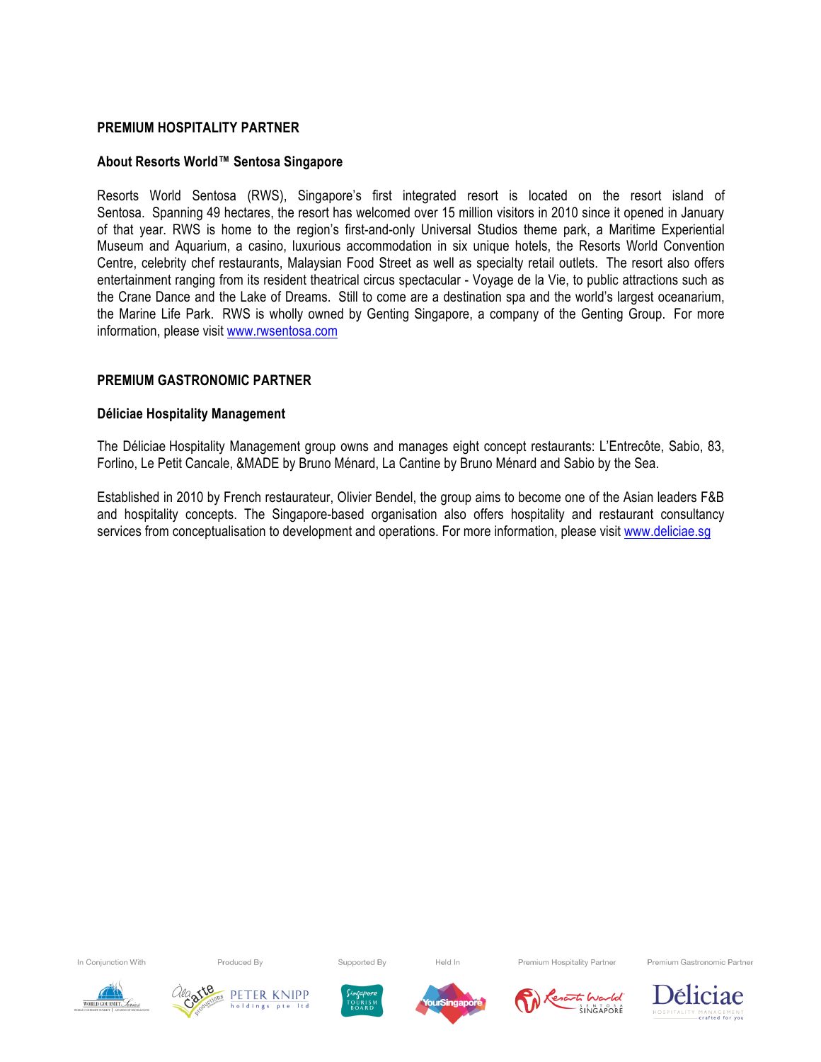## PREMIUM HOSPITALITY PARTNER

### About Resorts World™ Sentosa Singapore

Resorts World Sentosa (RWS), Singapore's first integrated resort is located on the resort island of Sentosa. Spanning 49 hectares, the resort has welcomed over 15 million visitors in 2010 since it opened in January of that year. RWS is home to the region's first-and-only Universal Studios theme park, a Maritime Experiential Museum and Aquarium, a casino, luxurious accommodation in six unique hotels, the Resorts World Convention Centre, celebrity chef restaurants, Malaysian Food Street as well as specialty retail outlets. The resort also offers entertainment ranging from its resident theatrical circus spectacular - Voyage de la Vie, to public attractions such as the Crane Dance and the Lake of Dreams. Still to come are a destination spa and the world's largest oceanarium, the Marine Life Park. RWS is wholly owned by Genting Singapore, a company of the Genting Group. For more information, please visit www.rwsentosa.com

## PREMIUM GASTRONOMIC PARTNER

### Déliciae Hospitality Management

The Déliciae Hospitality Management group owns and manages eight concept restaurants: L'Entrecôte, Sabio, 83, Forlino, Le Petit Cancale, &MADE by Bruno Ménard, La Cantine by Bruno Ménard and Sabio by the Sea.

Established in 2010 by French restaurateur, Olivier Bendel, the group aims to become one of the Asian leaders F&B and hospitality concepts. The Singapore-based organisation also offers hospitality and restaurant consultancy services from conceptualisation to development and operations. For more information, please visit www.deliciae.sg

In Conjunction With | Produced By | Supported By | Held In | Premium Hospitality Partner | Premium Gastronomic Partner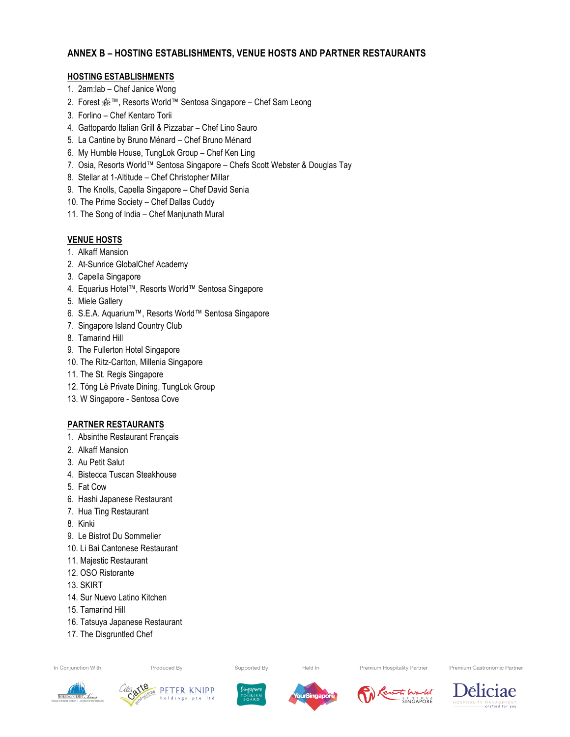## ANNEX B – HOSTING ESTABLISHMENTS, VENUE HOSTS AND PARTNER RESTAURANTS

### HOSTING ESTABLISHMENTS

1. 2am:lab – Chef Janice Wong
2. Forest 森™, Resorts World™ Sentosa Singapore – Chef Sam Leong
3. Forlino – Chef Kentaro Torii
4. Gattopardo Italian Grill & Pizzabar – Chef Lino Sauro
5. La Cantine by Bruno Ménard – Chef Bruno Ménard
6. My Humble House, TungLok Group – Chef Ken Ling
7. Osia, Resorts World™ Sentosa Singapore – Chefs Scott Webster & Douglas Tay
8. Stellar at 1-Altitude – Chef Christopher Millar
9. The Knolls, Capella Singapore – Chef David Senia
10. The Prime Society – Chef Dallas Cuddy
11. The Song of India – Chef Manjunath Mural

### VENUE HOSTS

1. Alkaff Mansion
2. At-Sunrice GlobalChef Academy
3. Capella Singapore
4. Equarius Hotel™, Resorts World™ Sentosa Singapore
5. Miele Gallery
6. S.E.A. Aquarium™, Resorts World™ Sentosa Singapore
7. Singapore Island Country Club
8. Tamarind Hill
9. The Fullerton Hotel Singapore
10. The Ritz-Carlton, Millenia Singapore
11. The St. Regis Singapore
12. Tóng Lè Private Dining, TungLok Group
13. W Singapore - Sentosa Cove

### PARTNER RESTAURANTS

1. Absinthe Restaurant Français
2. Alkaff Mansion
3. Au Petit Salut
4. Bistecca Tuscan Steakhouse
5. Fat Cow
6. Hashi Japanese Restaurant
7. Hua Ting Restaurant
8. Kinki
9. Le Bistrot Du Sommelier
10. Li Bai Cantonese Restaurant
11. Majestic Restaurant
12. OSO Ristorante
13. SKIRT
14. Sur Nuevo Latino Kitchen
15. Tamarind Hill
16. Tatsuya Japanese Restaurant
17. The Disgruntled Chef

In Conjunction With | Produced By | Supported By | Held In | Premium Hospitality Partner | Premium Gastronomic Partner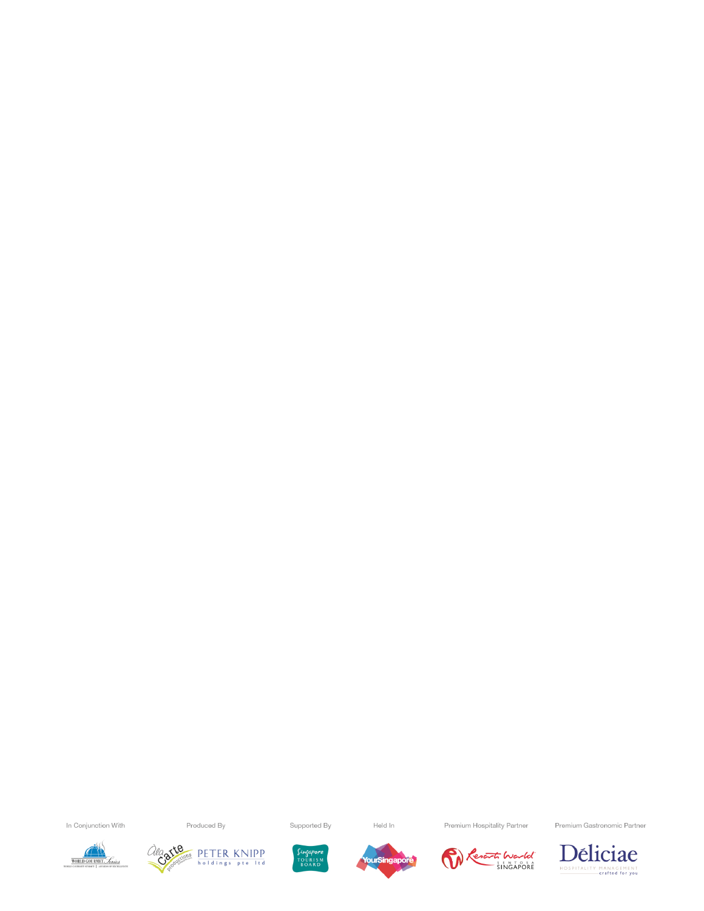In Conjunction With

Produced By

Supported By

Held In

Premium Hospitality Partner

Premium Gastronomic Partner